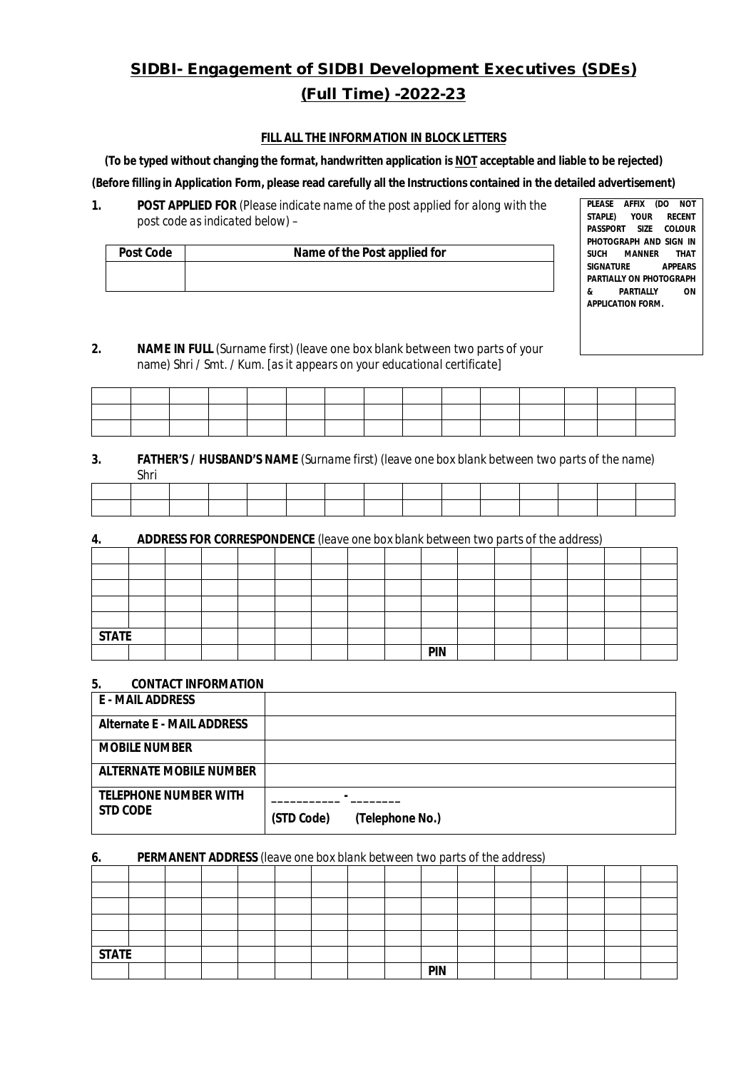# SIDBI- Engagement of SIDBI Development Executives (SDEs) (Full Time) -2022-23

**FILL ALL THE INFORMATION IN BLOCK LETTERS**

**(To be typed without changing the format, handwritten application is NOT acceptable and liable to be rejected)**

**(Before filling in Application Form, please read carefully all the Instructions contained in the detailed advertisement)**

**1. POST APPLIED FOR** *(Please indicate name of the post applied for along with the post code as indicated below) –*

| Post Code | Name of the Post applied for |
|---|---|
| | |

**PLEASE AFFIX (DO NOT STAPLE) YOUR RECENT PASSPORT SIZE COLOUR PHOTOGRAPH AND SIGN IN SUCH MANNER THAT SIGNATURE APPEARS PARTIALLY ON PHOTOGRAPH & PARTIALLY ON APPLICATION FORM.**

**2. NAME IN FULL** *(Surname first) (leave one box blank between two parts of your name) Shri / Smt. / Kum. [as it appears on your educational certificate]*

| | | | | | | | | | | | | | | |
|---|---|---|---|---|---|---|---|---|---|---|---|---|---|---|
| | | | | | | | | | | | | | | |
| | | | | | | | | | | | | | | |

**3. FATHER'S / HUSBAND'S NAME** *(Surname first) (leave one box blank between two parts of the name)*
Shri

| | | | | | | | | | | | | | | |
|---|---|---|---|---|---|---|---|---|---|---|---|---|---|---|
| | | | | | | | | | | | | | | |

**4. ADDRESS FOR CORRESPONDENCE** *(leave one box blank between two parts of the address)*

| | | | | | | | | | | | | | | | |
|---|---|---|---|---|---|---|---|---|---|---|---|---|---|---|---|
| | | | | | | | | | | | | | | | |
| | | | | | | | | | | | | | | | |
| | | | | | | | | | | | | | | | |
| | | | | | | | | | | | | | | | |
| **STATE** | | | | | | | | | | | | | | | |
| | | | | | | | | | **PIN** | | | | | | |

**5. CONTACT INFORMATION**

| | |
|---|---|
| **E - MAIL ADDRESS** | |
| **Alternate E - MAIL ADDRESS** | |
| **MOBILE NUMBER** | |
| **ALTERNATE MOBILE NUMBER** | |
| **TELEPHONE NUMBER WITH STD CODE** | ___________ - ________ **(STD Code) (Telephone No.)** |

**6. PERMANENT ADDRESS** *(leave one box blank between two parts of the address)*

| | | | | | | | | | | | | | | | |
|---|---|---|---|---|---|---|---|---|---|---|---|---|---|---|---|
| | | | | | | | | | | | | | | | |
| | | | | | | | | | | | | | | | |
| | | | | | | | | | | | | | | | |
| | | | | | | | | | | | | | | | |
| **STATE** | | | | | | | | | | | | | | | |
| | | | | | | | | | **PIN** | | | | | | |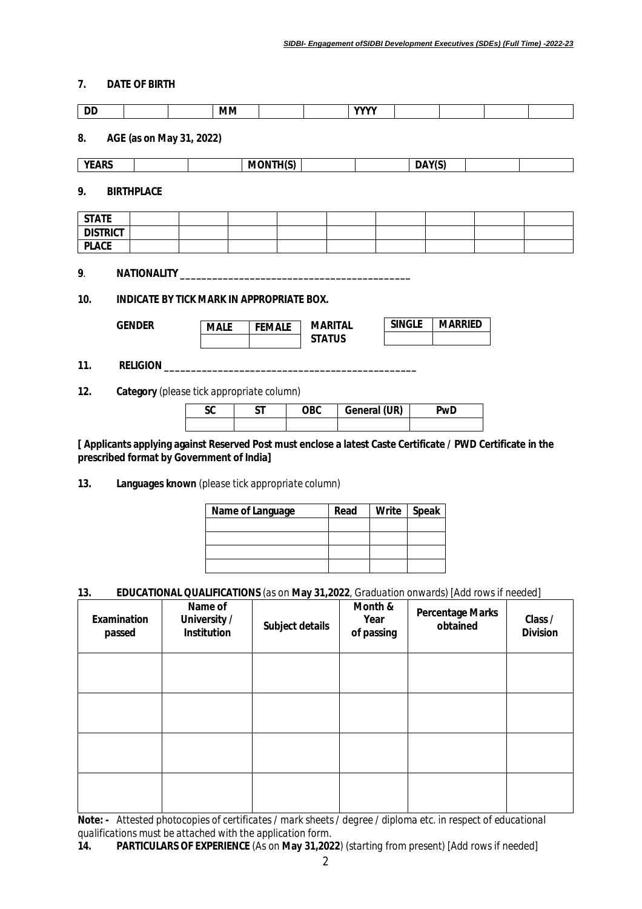**7. DATE OF BIRTH**

| DD | | | MM | | | YYYY | | | | |
|---|---|---|---|---|---|---|---|---|---|---|

**8. AGE (as on May 31, 2022)**

| YEARS | | | MONTH(S) | | | DAY(S) | | |
|---|---|---|---|---|---|---|---|---|

**9. BIRTHPLACE**

| STATE | | | | | | | | | |
|---|---|---|---|---|---|---|---|---|---|
| DISTRICT | | | | | | | | | |
| PLACE | | | | | | | | | |

**9. NATIONALITY** ___________________________________________

**10. INDICATE BY TICK MARK IN APPROPRIATE BOX.**

**GENDER**

| MALE | FEMALE |
|---|---|
| | |

**MARITAL STATUS**

| SINGLE | MARRIED |
|---|---|
| | |

**11. RELIGION** ________________________________________________

**12. Category** (please tick appropriate column)

| SC | ST | OBC | General (UR) | PwD |
|---|---|---|---|---|
| | | | | |

**[ Applicants applying against Reserved Post must enclose a latest Caste Certificate / PWD Certificate in the prescribed format by Government of India]**

**13. Languages known** (please tick appropriate column)

| Name of Language | Read | Write | Speak |
|---|---|---|---|
| | | | |
| | | | |
| | | | |
| | | | |

**13. EDUCATIONAL QUALIFICATIONS** (as on **May 31,2022**, Graduation onwards) [Add rows if needed]

| Examination passed | Name of University / Institution | Subject details | Month & Year of passing | Percentage Marks obtained | Class / Division |
|---|---|---|---|---|---|
| | | | | | |
| | | | | | |
| | | | | | |
| | | | | | |

**Note: -** Attested photocopies of certificates / mark sheets / degree / diploma etc. in respect of educational qualifications must be attached with the application form.

**14. PARTICULARS OF EXPERIENCE** (As on **May 31,2022**) (starting from present) [Add rows if needed]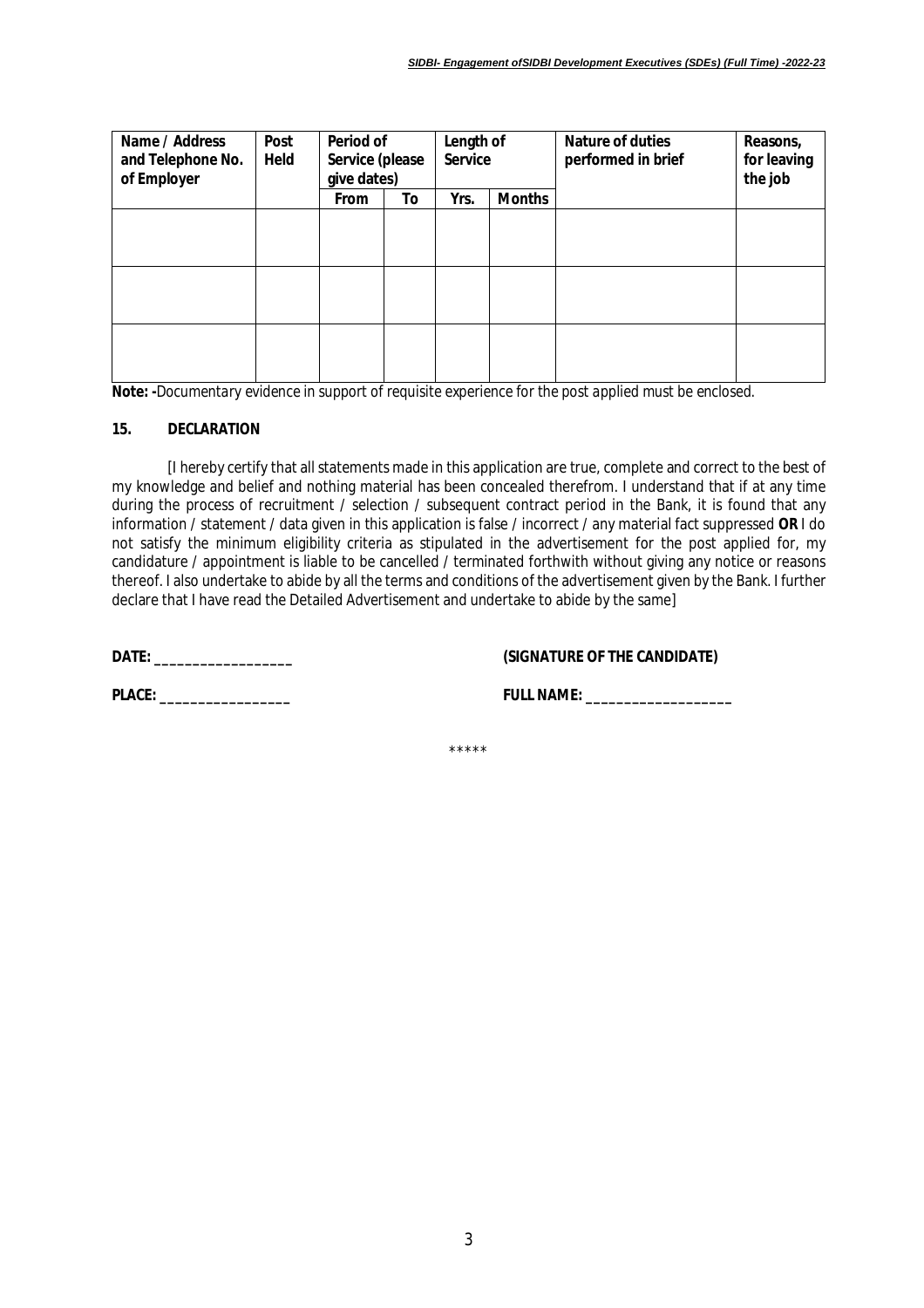| Name / Address and Telephone No. of Employer | Post Held | Period of Service (please give dates) | | Length of Service | | Nature of duties performed in brief | Reasons, for leaving the job |
|---|---|---|---|---|---|---|---|
| | | From | To | Yrs. | Months | | |
| | | | | | | | |
| | | | | | | | |
| | | | | | | | |

**Note: -**Documentary evidence in support of requisite experience for the post applied must be enclosed.

**15. DECLARATION**

[I hereby certify that all statements made in this application are true, complete and correct to the best of my knowledge and belief and nothing material has been concealed therefrom. I understand that if at any time during the process of recruitment / selection / subsequent contract period in the Bank, it is found that any information / statement / data given in this application is false / incorrect / any material fact suppressed **OR** I do not satisfy the minimum eligibility criteria as stipulated in the advertisement for the post applied for, my candidature / appointment is liable to be cancelled / terminated forthwith without giving any notice or reasons thereof. I also undertake to abide by all the terms and conditions of the advertisement given by the Bank. I further declare that I have read the Detailed Advertisement and undertake to abide by the same]

**DATE: __________________** **(SIGNATURE OF THE CANDIDATE)**

**PLACE: _________________** **FULL NAME: ___________________**

*****